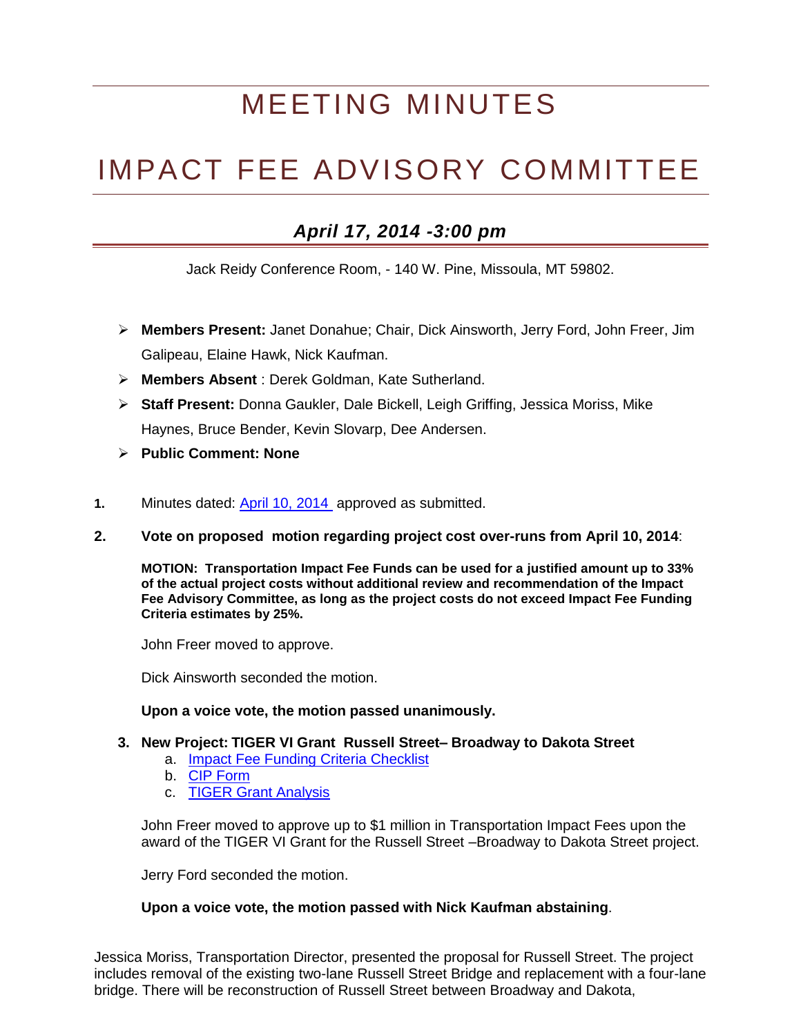# MEETING MINUTES

# IMPACT FEE ADVISORY COMMITTEE

## *April 17, 2014 -3:00 pm*

Jack Reidy Conference Room, - 140 W. Pine, Missoula, MT 59802.

- **Members Present:** Janet Donahue; Chair, Dick Ainsworth, Jerry Ford, John Freer, Jim Galipeau, Elaine Hawk, Nick Kaufman.
- **Members Absent** : Derek Goldman, Kate Sutherland.
- **Staff Present:** Donna Gaukler, Dale Bickell, Leigh Griffing, Jessica Moriss, Mike Haynes, Bruce Bender, Kevin Slovarp, Dee Andersen.
- **Public Comment: None**

1. Minutes dated: [April 10, 2014](#) approved as submitted.

2. **Vote on proposed motion regarding project cost over-runs from April 10, 2014**:

   **MOTION: Transportation Impact Fee Funds can be used for a justified amount up to 33% of the actual project costs without additional review and recommendation of the Impact Fee Advisory Committee, as long as the project costs do not exceed Impact Fee Funding Criteria estimates by 25%.**

   John Freer moved to approve.

   Dick Ainsworth seconded the motion.

   **Upon a voice vote, the motion passed unanimously.**

3. **New Project: TIGER VI Grant Russell Street– Broadway to Dakota Street**
   a. [Impact Fee Funding Criteria Checklist](#)
   b. [CIP Form](#)
   c. [TIGER Grant Analysis](#)

   John Freer moved to approve up to $1 million in Transportation Impact Fees upon the award of the TIGER VI Grant for the Russell Street –Broadway to Dakota Street project.

   Jerry Ford seconded the motion.

   **Upon a voice vote, the motion passed with Nick Kaufman abstaining**.

Jessica Moriss, Transportation Director, presented the proposal for Russell Street. The project includes removal of the existing two-lane Russell Street Bridge and replacement with a four-lane bridge. There will be reconstruction of Russell Street between Broadway and Dakota,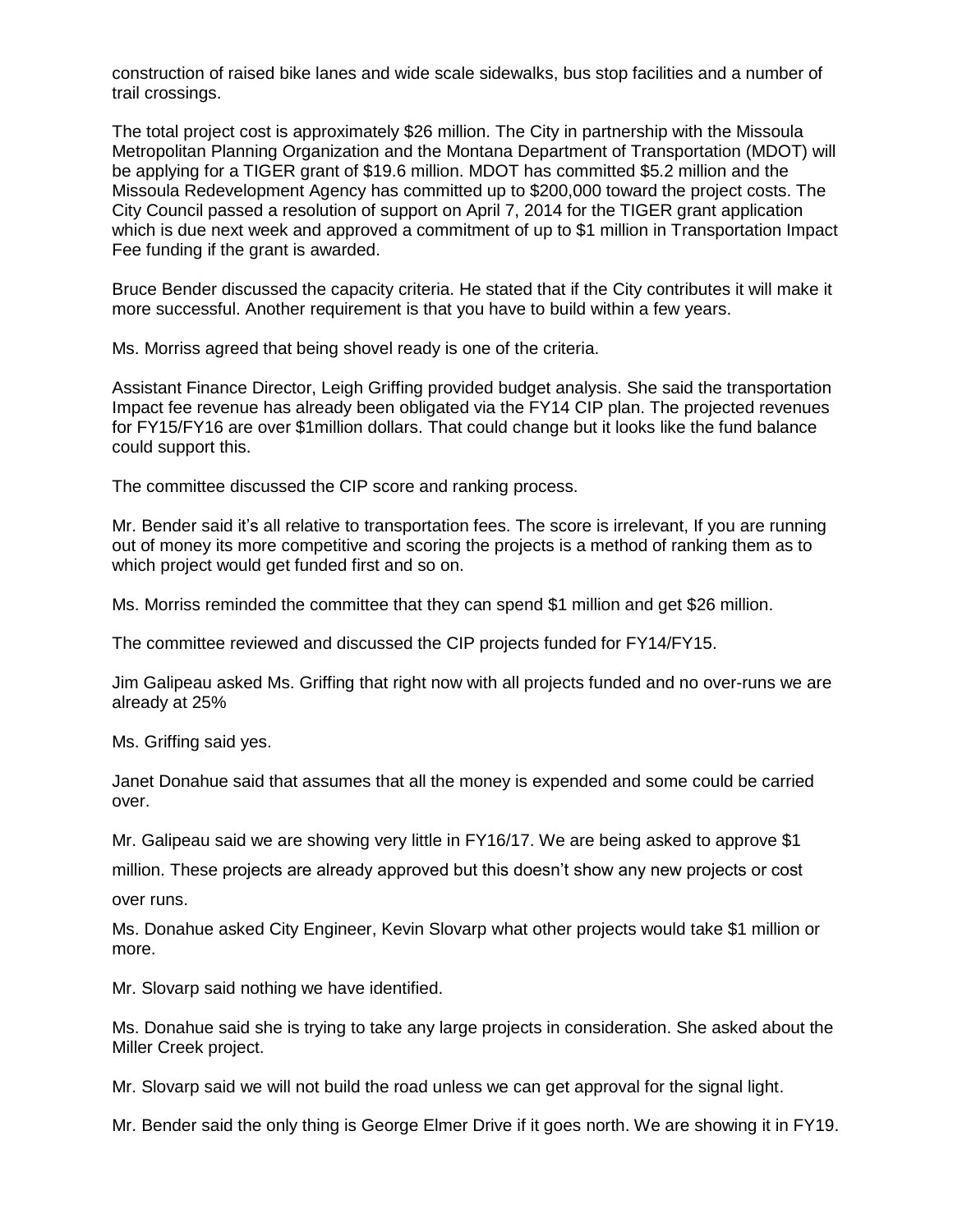construction of raised bike lanes and wide scale sidewalks, bus stop facilities and a number of trail crossings.

The total project cost is approximately $26 million. The City in partnership with the Missoula Metropolitan Planning Organization and the Montana Department of Transportation (MDOT) will be applying for a TIGER grant of $19.6 million. MDOT has committed $5.2 million and the Missoula Redevelopment Agency has committed up to $200,000 toward the project costs. The City Council passed a resolution of support on April 7, 2014 for the TIGER grant application which is due next week and approved a commitment of up to $1 million in Transportation Impact Fee funding if the grant is awarded.

Bruce Bender discussed the capacity criteria. He stated that if the City contributes it will make it more successful. Another requirement is that you have to build within a few years.

Ms. Morriss agreed that being shovel ready is one of the criteria.

Assistant Finance Director, Leigh Griffing provided budget analysis. She said the transportation Impact fee revenue has already been obligated via the FY14 CIP plan. The projected revenues for FY15/FY16 are over $1million dollars. That could change but it looks like the fund balance could support this.

The committee discussed the CIP score and ranking process.

Mr. Bender said it's all relative to transportation fees. The score is irrelevant, If you are running out of money its more competitive and scoring the projects is a method of ranking them as to which project would get funded first and so on.

Ms. Morriss reminded the committee that they can spend $1 million and get $26 million.

The committee reviewed and discussed the CIP projects funded for FY14/FY15.

Jim Galipeau asked Ms. Griffing that right now with all projects funded and no over-runs we are already at 25%

Ms. Griffing said yes.

Janet Donahue said that assumes that all the money is expended and some could be carried over.

Mr. Galipeau said we are showing very little in FY16/17. We are being asked to approve $1 million. These projects are already approved but this doesn't show any new projects or cost over runs.

Ms. Donahue asked City Engineer, Kevin Slovarp what other projects would take $1 million or more.

Mr. Slovarp said nothing we have identified.

Ms. Donahue said she is trying to take any large projects in consideration. She asked about the Miller Creek project.

Mr. Slovarp said we will not build the road unless we can get approval for the signal light.

Mr. Bender said the only thing is George Elmer Drive if it goes north. We are showing it in FY19.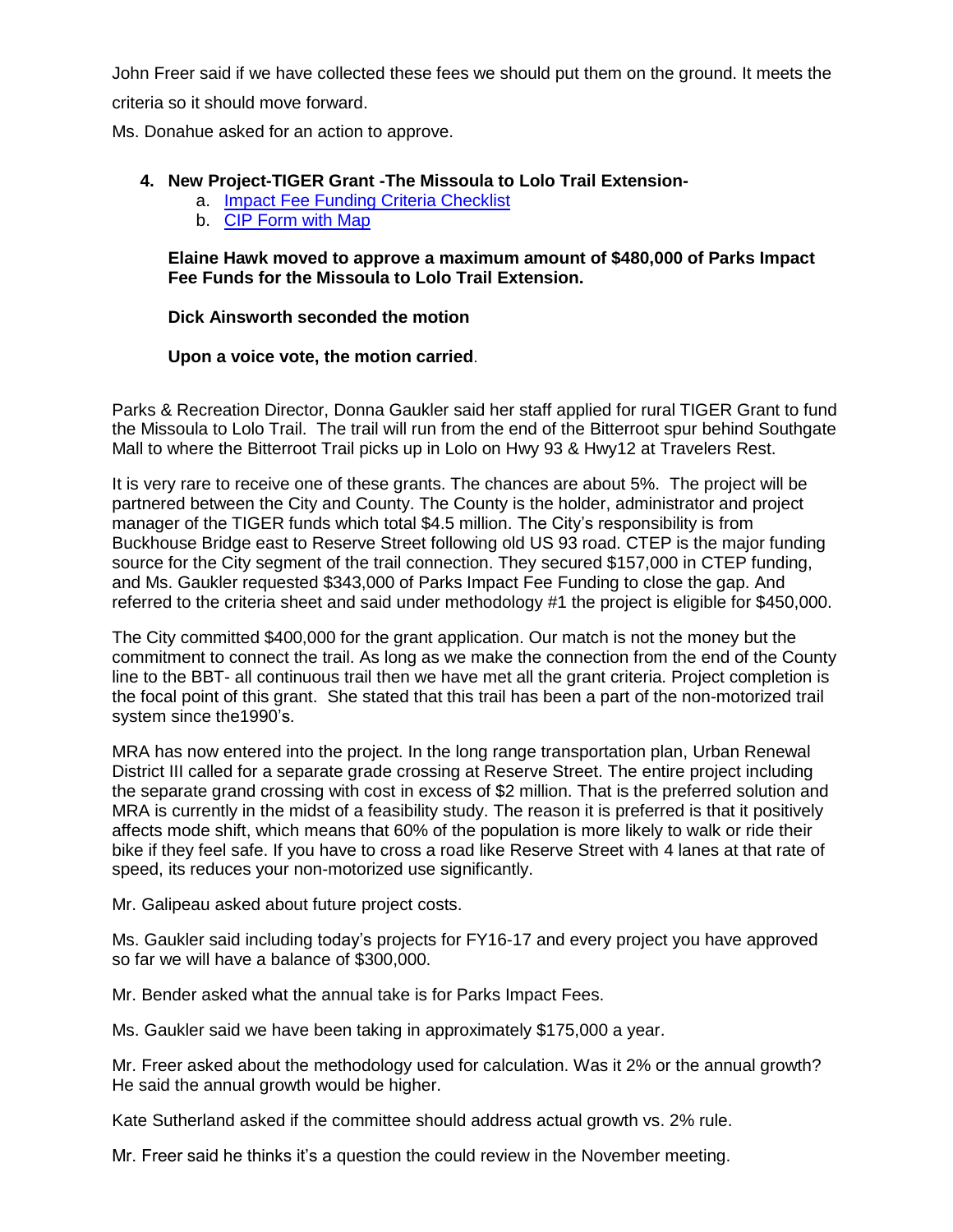John Freer said if we have collected these fees we should put them on the ground. It meets the criteria so it should move forward.

Ms. Donahue asked for an action to approve.

4. **New Project-TIGER Grant -The Missoula to Lolo Trail Extension-**
   a. Impact Fee Funding Criteria Checklist
   b. CIP Form with Map

   **Elaine Hawk moved to approve a maximum amount of $480,000 of Parks Impact Fee Funds for the Missoula to Lolo Trail Extension.**

   **Dick Ainsworth seconded the motion**

   **Upon a voice vote, the motion carried**.

Parks & Recreation Director, Donna Gaukler said her staff applied for rural TIGER Grant to fund the Missoula to Lolo Trail. The trail will run from the end of the Bitterroot spur behind Southgate Mall to where the Bitterroot Trail picks up in Lolo on Hwy 93 & Hwy12 at Travelers Rest.

It is very rare to receive one of these grants. The chances are about 5%. The project will be partnered between the City and County. The County is the holder, administrator and project manager of the TIGER funds which total $4.5 million. The City's responsibility is from Buckhouse Bridge east to Reserve Street following old US 93 road. CTEP is the major funding source for the City segment of the trail connection. They secured $157,000 in CTEP funding, and Ms. Gaukler requested $343,000 of Parks Impact Fee Funding to close the gap. And referred to the criteria sheet and said under methodology #1 the project is eligible for $450,000.

The City committed $400,000 for the grant application. Our match is not the money but the commitment to connect the trail. As long as we make the connection from the end of the County line to the BBT- all continuous trail then we have met all the grant criteria. Project completion is the focal point of this grant. She stated that this trail has been a part of the non-motorized trail system since the1990's.

MRA has now entered into the project. In the long range transportation plan, Urban Renewal District III called for a separate grade crossing at Reserve Street. The entire project including the separate grand crossing with cost in excess of $2 million. That is the preferred solution and MRA is currently in the midst of a feasibility study. The reason it is preferred is that it positively affects mode shift, which means that 60% of the population is more likely to walk or ride their bike if they feel safe. If you have to cross a road like Reserve Street with 4 lanes at that rate of speed, its reduces your non-motorized use significantly.

Mr. Galipeau asked about future project costs.

Ms. Gaukler said including today's projects for FY16-17 and every project you have approved so far we will have a balance of $300,000.

Mr. Bender asked what the annual take is for Parks Impact Fees.

Ms. Gaukler said we have been taking in approximately $175,000 a year.

Mr. Freer asked about the methodology used for calculation. Was it 2% or the annual growth? He said the annual growth would be higher.

Kate Sutherland asked if the committee should address actual growth vs. 2% rule.

Mr. Freer said he thinks it's a question the could review in the November meeting.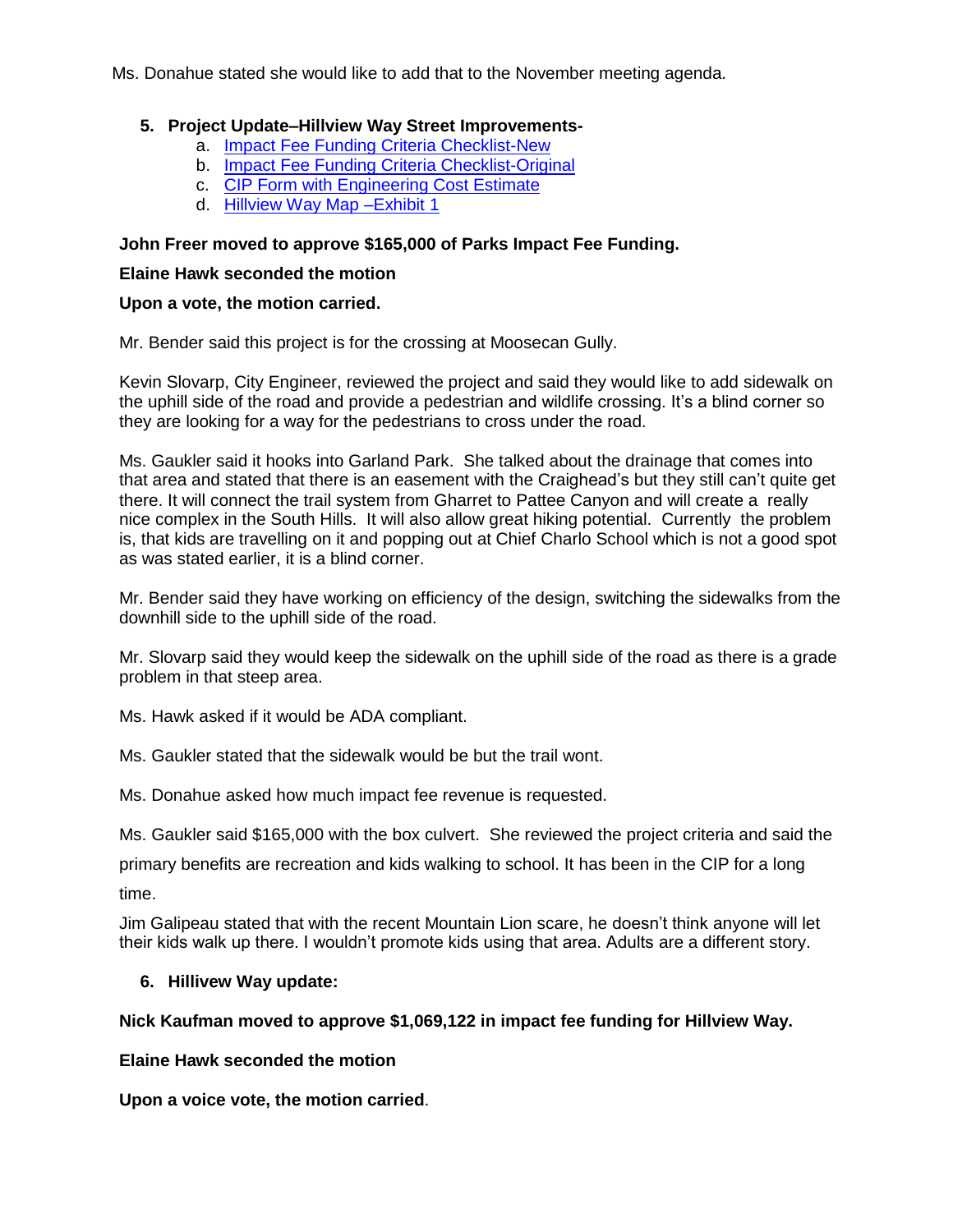Ms. Donahue stated she would like to add that to the November meeting agenda.

5. **Project Update–Hillview Way Street Improvements-**
   a. Impact Fee Funding Criteria Checklist-New
   b. Impact Fee Funding Criteria Checklist-Original
   c. CIP Form with Engineering Cost Estimate
   d. Hillview Way Map –Exhibit 1

**John Freer moved to approve $165,000 of Parks Impact Fee Funding.**

**Elaine Hawk seconded the motion**

**Upon a vote, the motion carried.**

Mr. Bender said this project is for the crossing at Moosecan Gully.

Kevin Slovarp, City Engineer, reviewed the project and said they would like to add sidewalk on the uphill side of the road and provide a pedestrian and wildlife crossing. It's a blind corner so they are looking for a way for the pedestrians to cross under the road.

Ms. Gaukler said it hooks into Garland Park. She talked about the drainage that comes into that area and stated that there is an easement with the Craighead's but they still can't quite get there. It will connect the trail system from Gharret to Pattee Canyon and will create a really nice complex in the South Hills. It will also allow great hiking potential. Currently the problem is, that kids are travelling on it and popping out at Chief Charlo School which is not a good spot as was stated earlier, it is a blind corner.

Mr. Bender said they have working on efficiency of the design, switching the sidewalks from the downhill side to the uphill side of the road.

Mr. Slovarp said they would keep the sidewalk on the uphill side of the road as there is a grade problem in that steep area.

Ms. Hawk asked if it would be ADA compliant.

Ms. Gaukler stated that the sidewalk would be but the trail wont.

Ms. Donahue asked how much impact fee revenue is requested.

Ms. Gaukler said $165,000 with the box culvert. She reviewed the project criteria and said the primary benefits are recreation and kids walking to school. It has been in the CIP for a long time.

Jim Galipeau stated that with the recent Mountain Lion scare, he doesn't think anyone will let their kids walk up there. I wouldn't promote kids using that area. Adults are a different story.

6. **Hillivew Way update:**

**Nick Kaufman moved to approve $1,069,122 in impact fee funding for Hillview Way.**

**Elaine Hawk seconded the motion**

**Upon a voice vote, the motion carried**.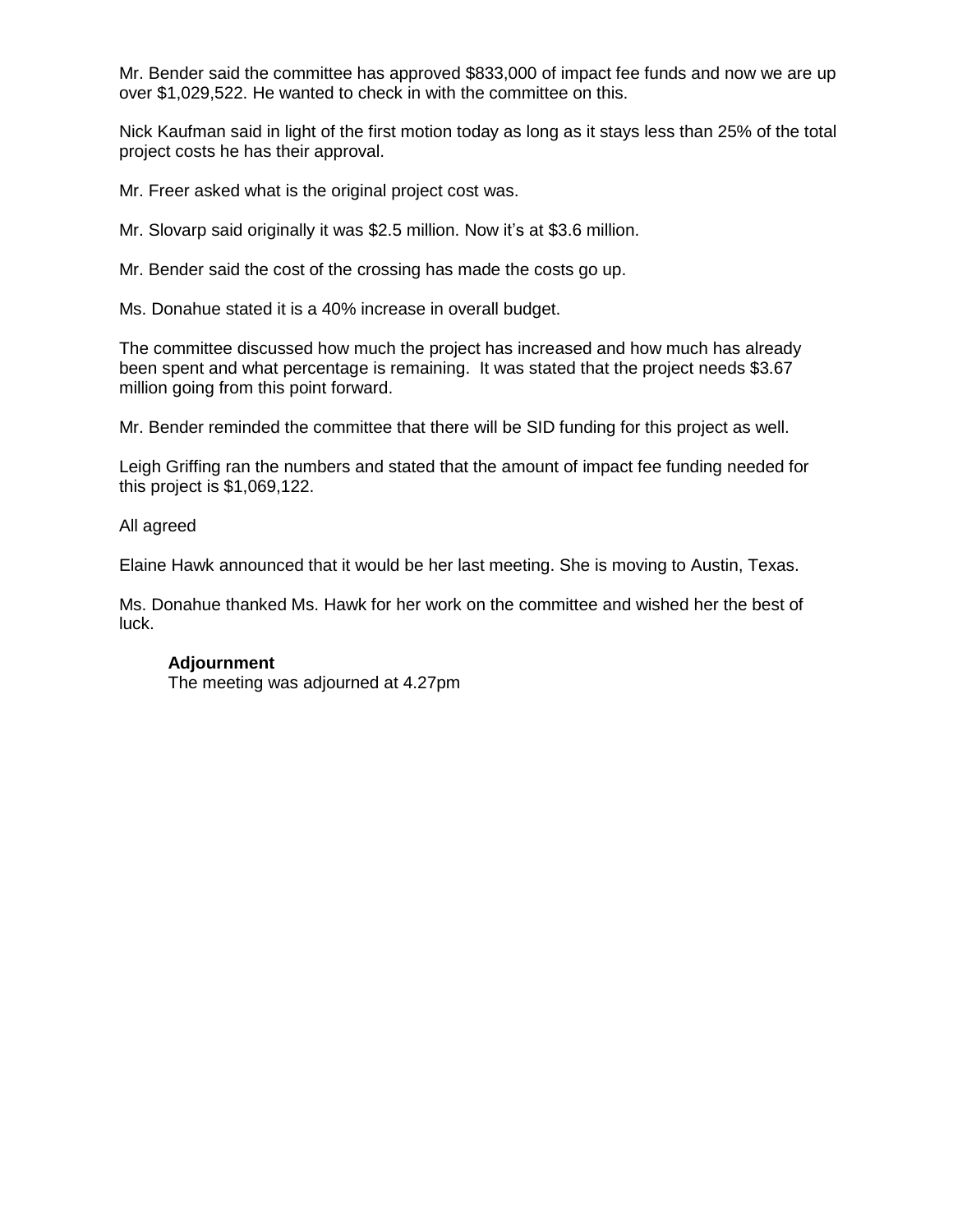Mr. Bender said the committee has approved $833,000 of impact fee funds and now we are up over $1,029,522. He wanted to check in with the committee on this.

Nick Kaufman said in light of the first motion today as long as it stays less than 25% of the total project costs he has their approval.

Mr. Freer asked what is the original project cost was.

Mr. Slovarp said originally it was $2.5 million. Now it's at $3.6 million.

Mr. Bender said the cost of the crossing has made the costs go up.

Ms. Donahue stated it is a 40% increase in overall budget.

The committee discussed how much the project has increased and how much has already been spent and what percentage is remaining. It was stated that the project needs $3.67 million going from this point forward.

Mr. Bender reminded the committee that there will be SID funding for this project as well.

Leigh Griffing ran the numbers and stated that the amount of impact fee funding needed for this project is $1,069,122.

All agreed

Elaine Hawk announced that it would be her last meeting. She is moving to Austin, Texas.

Ms. Donahue thanked Ms. Hawk for her work on the committee and wished her the best of luck.

**Adjournment**

The meeting was adjourned at 4.27pm